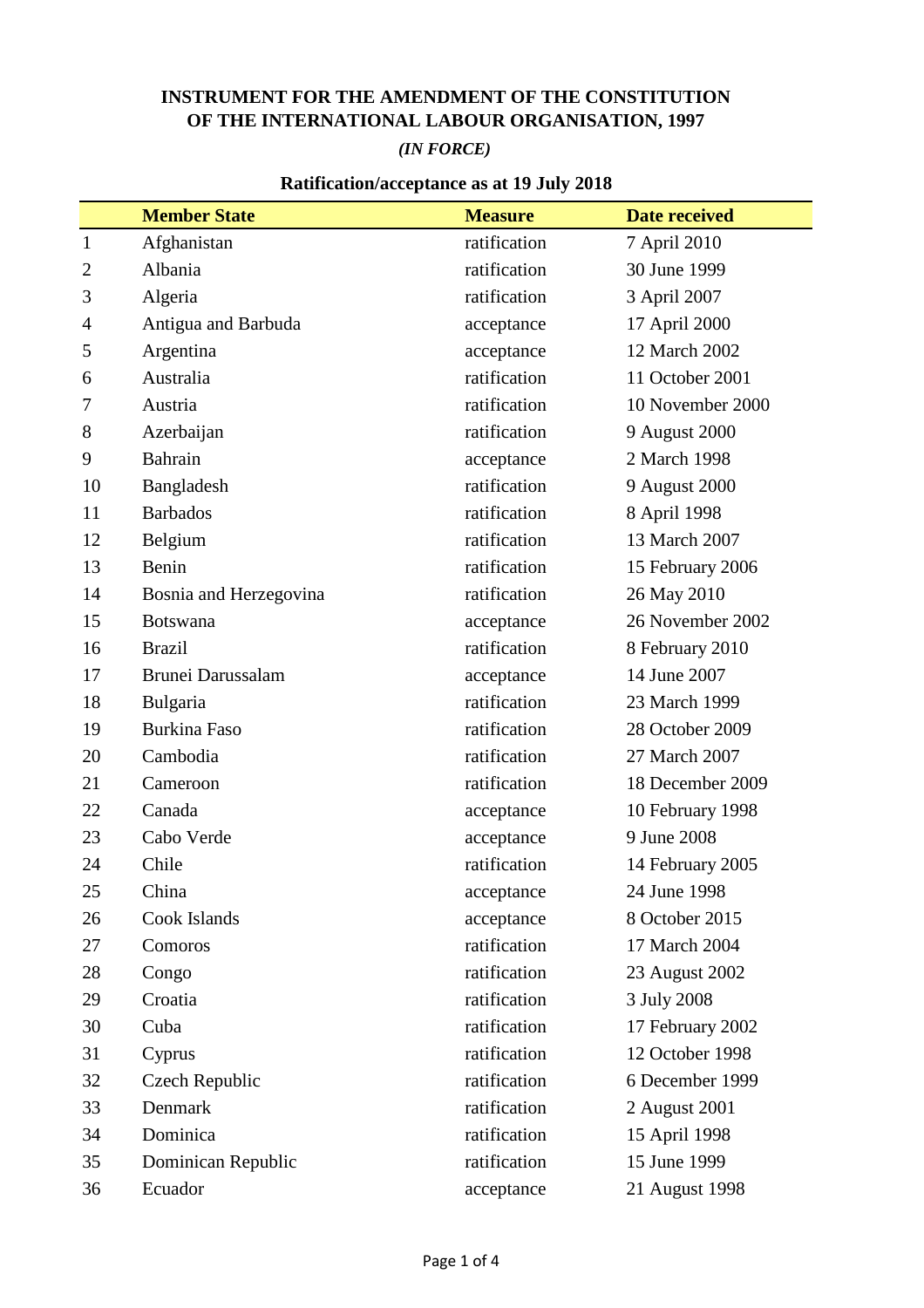# INSTRUMENT FOR THE AMENDMENT OF THE CONSTITUTION OF THE INTERNATIONAL LABOUR ORGANISATION, 1997

*(IN FORCE)*

**Ratification/acceptance as at 19 July 2018**

| | Member State | Measure | Date received |
|---|---|---|---|
| 1 | Afghanistan | ratification | 7 April 2010 |
| 2 | Albania | ratification | 30 June 1999 |
| 3 | Algeria | ratification | 3 April 2007 |
| 4 | Antigua and Barbuda | acceptance | 17 April 2000 |
| 5 | Argentina | acceptance | 12 March 2002 |
| 6 | Australia | ratification | 11 October 2001 |
| 7 | Austria | ratification | 10 November 2000 |
| 8 | Azerbaijan | ratification | 9 August 2000 |
| 9 | Bahrain | acceptance | 2 March 1998 |
| 10 | Bangladesh | ratification | 9 August 2000 |
| 11 | Barbados | ratification | 8 April 1998 |
| 12 | Belgium | ratification | 13 March 2007 |
| 13 | Benin | ratification | 15 February 2006 |
| 14 | Bosnia and Herzegovina | ratification | 26 May 2010 |
| 15 | Botswana | acceptance | 26 November 2002 |
| 16 | Brazil | ratification | 8 February 2010 |
| 17 | Brunei Darussalam | acceptance | 14 June 2007 |
| 18 | Bulgaria | ratification | 23 March 1999 |
| 19 | Burkina Faso | ratification | 28 October 2009 |
| 20 | Cambodia | ratification | 27 March 2007 |
| 21 | Cameroon | ratification | 18 December 2009 |
| 22 | Canada | acceptance | 10 February 1998 |
| 23 | Cabo Verde | acceptance | 9 June 2008 |
| 24 | Chile | ratification | 14 February 2005 |
| 25 | China | acceptance | 24 June 1998 |
| 26 | Cook Islands | acceptance | 8 October 2015 |
| 27 | Comoros | ratification | 17 March 2004 |
| 28 | Congo | ratification | 23 August 2002 |
| 29 | Croatia | ratification | 3 July 2008 |
| 30 | Cuba | ratification | 17 February 2002 |
| 31 | Cyprus | ratification | 12 October 1998 |
| 32 | Czech Republic | ratification | 6 December 1999 |
| 33 | Denmark | ratification | 2 August 2001 |
| 34 | Dominica | ratification | 15 April 1998 |
| 35 | Dominican Republic | ratification | 15 June 1999 |
| 36 | Ecuador | acceptance | 21 August 1998 |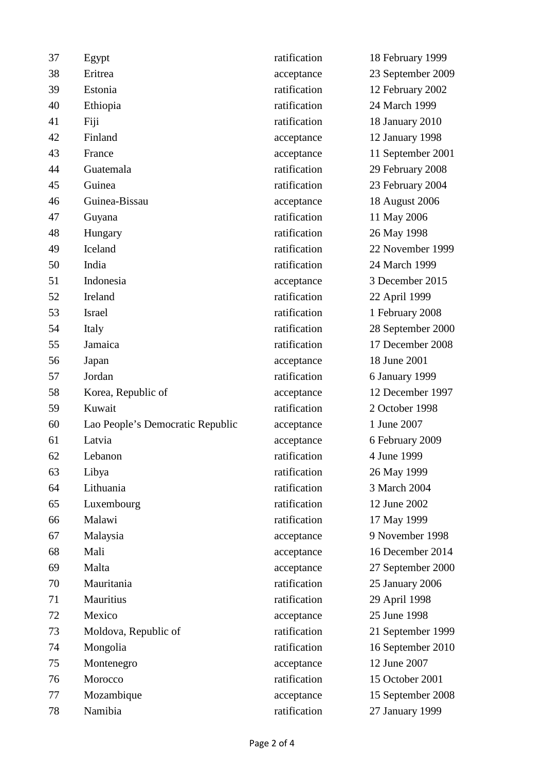| | | | |
|---|---|---|---|
| 37 | Egypt | ratification | 18 February 1999 |
| 38 | Eritrea | acceptance | 23 September 2009 |
| 39 | Estonia | ratification | 12 February 2002 |
| 40 | Ethiopia | ratification | 24 March 1999 |
| 41 | Fiji | ratification | 18 January 2010 |
| 42 | Finland | acceptance | 12 January 1998 |
| 43 | France | acceptance | 11 September 2001 |
| 44 | Guatemala | ratification | 29 February 2008 |
| 45 | Guinea | ratification | 23 February 2004 |
| 46 | Guinea-Bissau | acceptance | 18 August 2006 |
| 47 | Guyana | ratification | 11 May 2006 |
| 48 | Hungary | ratification | 26 May 1998 |
| 49 | Iceland | ratification | 22 November 1999 |
| 50 | India | ratification | 24 March 1999 |
| 51 | Indonesia | acceptance | 3 December 2015 |
| 52 | Ireland | ratification | 22 April 1999 |
| 53 | Israel | ratification | 1 February 2008 |
| 54 | Italy | ratification | 28 September 2000 |
| 55 | Jamaica | ratification | 17 December 2008 |
| 56 | Japan | acceptance | 18 June 2001 |
| 57 | Jordan | ratification | 6 January 1999 |
| 58 | Korea, Republic of | acceptance | 12 December 1997 |
| 59 | Kuwait | ratification | 2 October 1998 |
| 60 | Lao People's Democratic Republic | acceptance | 1 June 2007 |
| 61 | Latvia | acceptance | 6 February 2009 |
| 62 | Lebanon | ratification | 4 June 1999 |
| 63 | Libya | ratification | 26 May 1999 |
| 64 | Lithuania | ratification | 3 March 2004 |
| 65 | Luxembourg | ratification | 12 June 2002 |
| 66 | Malawi | ratification | 17 May 1999 |
| 67 | Malaysia | acceptance | 9 November 1998 |
| 68 | Mali | acceptance | 16 December 2014 |
| 69 | Malta | acceptance | 27 September 2000 |
| 70 | Mauritania | ratification | 25 January 2006 |
| 71 | Mauritius | ratification | 29 April 1998 |
| 72 | Mexico | acceptance | 25 June 1998 |
| 73 | Moldova, Republic of | ratification | 21 September 1999 |
| 74 | Mongolia | ratification | 16 September 2010 |
| 75 | Montenegro | acceptance | 12 June 2007 |
| 76 | Morocco | ratification | 15 October 2001 |
| 77 | Mozambique | acceptance | 15 September 2008 |
| 78 | Namibia | ratification | 27 January 1999 |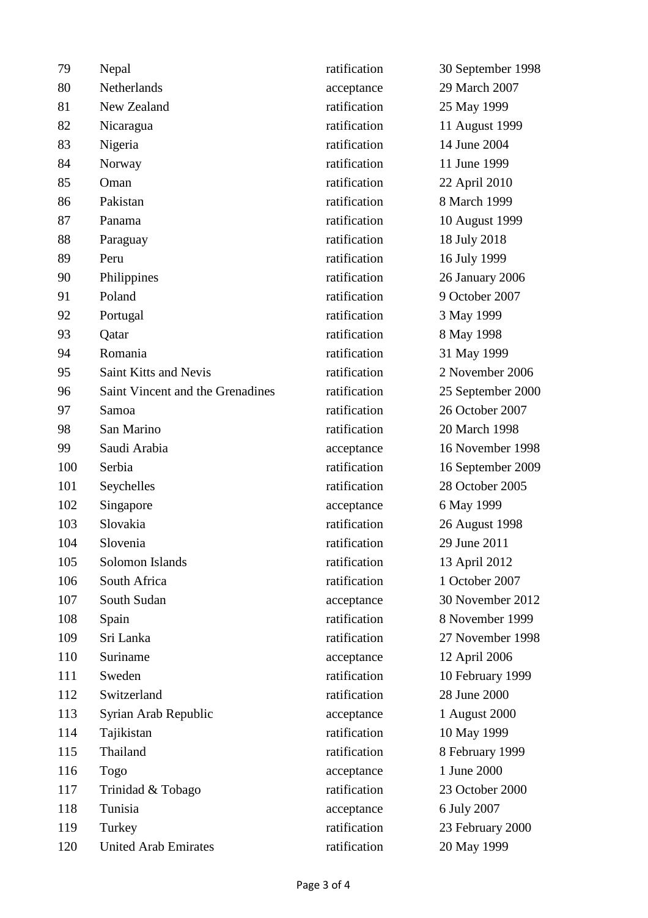| | | | |
|---|---|---|---|
| 79 | Nepal | ratification | 30 September 1998 |
| 80 | Netherlands | acceptance | 29 March 2007 |
| 81 | New Zealand | ratification | 25 May 1999 |
| 82 | Nicaragua | ratification | 11 August 1999 |
| 83 | Nigeria | ratification | 14 June 2004 |
| 84 | Norway | ratification | 11 June 1999 |
| 85 | Oman | ratification | 22 April 2010 |
| 86 | Pakistan | ratification | 8 March 1999 |
| 87 | Panama | ratification | 10 August 1999 |
| 88 | Paraguay | ratification | 18 July 2018 |
| 89 | Peru | ratification | 16 July 1999 |
| 90 | Philippines | ratification | 26 January 2006 |
| 91 | Poland | ratification | 9 October 2007 |
| 92 | Portugal | ratification | 3 May 1999 |
| 93 | Qatar | ratification | 8 May 1998 |
| 94 | Romania | ratification | 31 May 1999 |
| 95 | Saint Kitts and Nevis | ratification | 2 November 2006 |
| 96 | Saint Vincent and the Grenadines | ratification | 25 September 2000 |
| 97 | Samoa | ratification | 26 October 2007 |
| 98 | San Marino | ratification | 20 March 1998 |
| 99 | Saudi Arabia | acceptance | 16 November 1998 |
| 100 | Serbia | ratification | 16 September 2009 |
| 101 | Seychelles | ratification | 28 October 2005 |
| 102 | Singapore | acceptance | 6 May 1999 |
| 103 | Slovakia | ratification | 26 August 1998 |
| 104 | Slovenia | ratification | 29 June 2011 |
| 105 | Solomon Islands | ratification | 13 April 2012 |
| 106 | South Africa | ratification | 1 October 2007 |
| 107 | South Sudan | acceptance | 30 November 2012 |
| 108 | Spain | ratification | 8 November 1999 |
| 109 | Sri Lanka | ratification | 27 November 1998 |
| 110 | Suriname | acceptance | 12 April 2006 |
| 111 | Sweden | ratification | 10 February 1999 |
| 112 | Switzerland | ratification | 28 June 2000 |
| 113 | Syrian Arab Republic | acceptance | 1 August 2000 |
| 114 | Tajikistan | ratification | 10 May 1999 |
| 115 | Thailand | ratification | 8 February 1999 |
| 116 | Togo | acceptance | 1 June 2000 |
| 117 | Trinidad & Tobago | ratification | 23 October 2000 |
| 118 | Tunisia | acceptance | 6 July 2007 |
| 119 | Turkey | ratification | 23 February 2000 |
| 120 | United Arab Emirates | ratification | 20 May 1999 |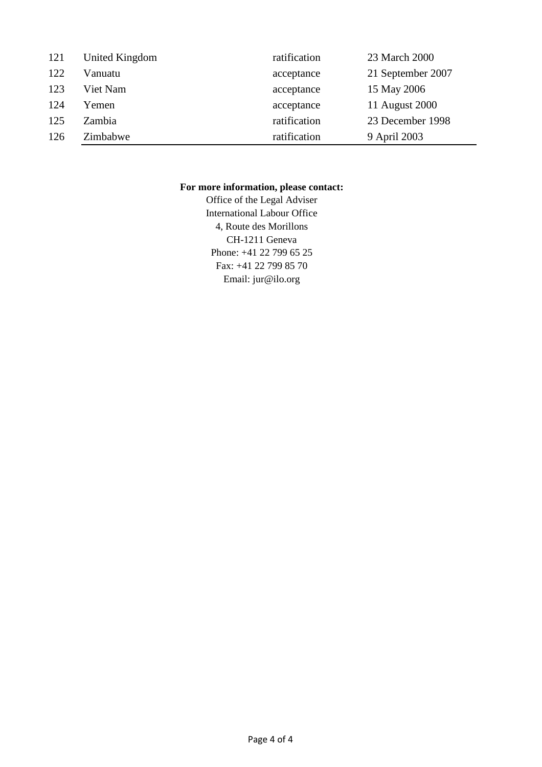| | | | |
|---|---|---|---|
| 121 | United Kingdom | ratification | 23 March 2000 |
| 122 | Vanuatu | acceptance | 21 September 2007 |
| 123 | Viet Nam | acceptance | 15 May 2006 |
| 124 | Yemen | acceptance | 11 August 2000 |
| 125 | Zambia | ratification | 23 December 1998 |
| 126 | Zimbabwe | ratification | 9 April 2003 |

**For more information, please contact:**

Office of the Legal Adviser
International Labour Office
4, Route des Morillons
CH-1211 Geneva
Phone: +41 22 799 65 25
Fax: +41 22 799 85 70
Email: jur@ilo.org